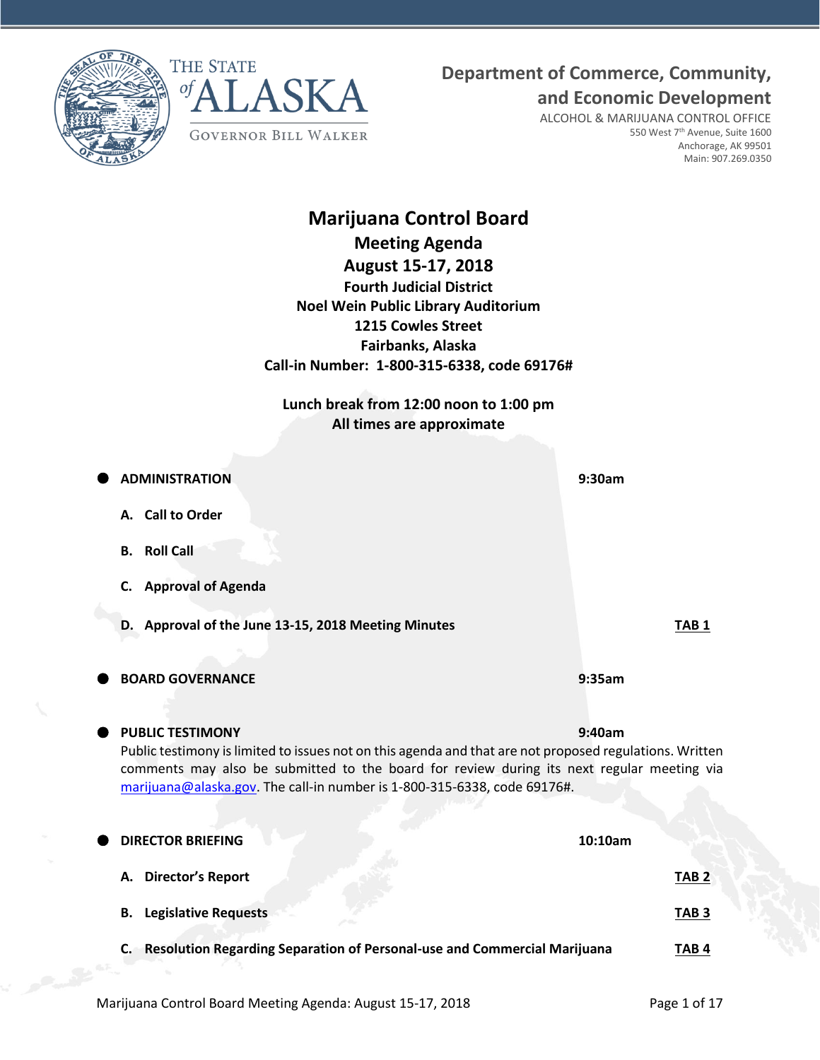THE STATE of ALASKA

GOVERNOR BILL WALKER

**Department of Commerce, Community, and Economic Development**

ALCOHOL & MARIJUANA CONTROL OFFICE
550 West 7th Avenue, Suite 1600
Anchorage, AK 99501
Main: 907.269.0350

# Marijuana Control Board

## Meeting Agenda

## August 15-17, 2018

**Fourth Judicial District**
**Noel Wein Public Library Auditorium**
**1215 Cowles Street**
**Fairbanks, Alaska**
**Call-in Number: 1-800-315-6338, code 69176#**

**Lunch break from 12:00 noon to 1:00 pm**
**All times are approximate**

- **ADMINISTRATION** — **9:30am**
  - **A. Call to Order**
  - **B. Roll Call**
  - **C. Approval of Agenda**
  - **D. Approval of the June 13-15, 2018 Meeting Minutes** — **TAB 1**

- **BOARD GOVERNANCE** — **9:35am**

- **PUBLIC TESTIMONY** — **9:40am**

  Public testimony is limited to issues not on this agenda and that are not proposed regulations. Written comments may also be submitted to the board for review during its next regular meeting via marijuana@alaska.gov. The call-in number is 1-800-315-6338, code 69176#.

- **DIRECTOR BRIEFING** — **10:10am**
  - **A. Director's Report** — **TAB 2**
  - **B. Legislative Requests** — **TAB 3**
  - **C. Resolution Regarding Separation of Personal-use and Commercial Marijuana** — **TAB 4**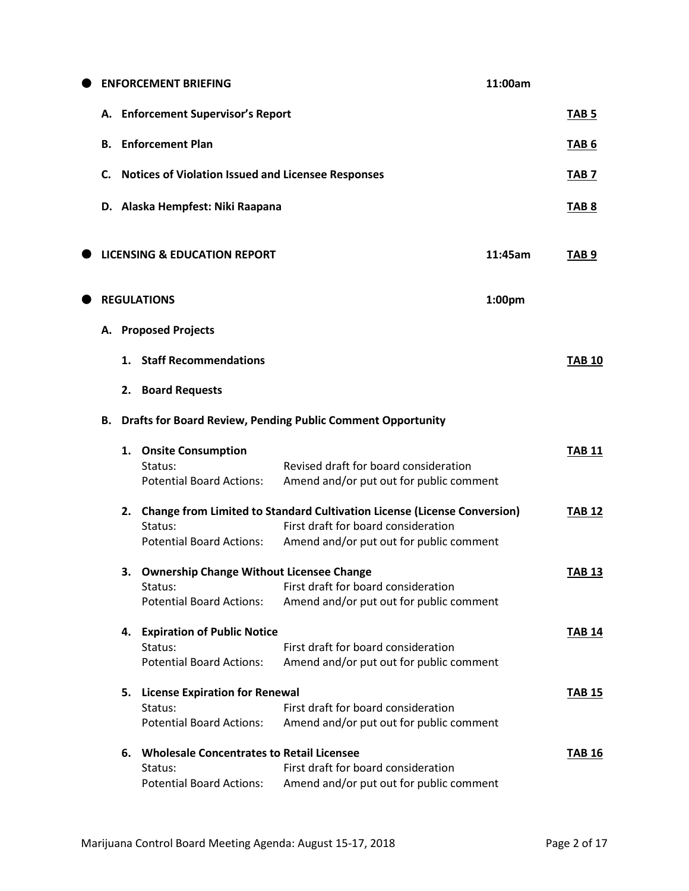- **ENFORCEMENT BRIEFING** **11:00am**

  **A. Enforcement Supervisor's Report** **TAB 5**

  **B. Enforcement Plan** **TAB 6**

  **C. Notices of Violation Issued and Licensee Responses** **TAB 7**

  **D. Alaska Hempfest: Niki Raapana** **TAB 8**

- **LICENSING & EDUCATION REPORT** **11:45am** **TAB 9**

- **REGULATIONS** **1:00pm**

  **A. Proposed Projects**

  1. **Staff Recommendations** **TAB 10**
  2. **Board Requests**

  **B. Drafts for Board Review, Pending Public Comment Opportunity**

  1. **Onsite Consumption** **TAB 11**
     Status: Revised draft for board consideration
     Potential Board Actions: Amend and/or put out for public comment

  2. **Change from Limited to Standard Cultivation License (License Conversion)** **TAB 12**
     Status: First draft for board consideration
     Potential Board Actions: Amend and/or put out for public comment

  3. **Ownership Change Without Licensee Change** **TAB 13**
     Status: First draft for board consideration
     Potential Board Actions: Amend and/or put out for public comment

  4. **Expiration of Public Notice** **TAB 14**
     Status: First draft for board consideration
     Potential Board Actions: Amend and/or put out for public comment

  5. **License Expiration for Renewal** **TAB 15**
     Status: First draft for board consideration
     Potential Board Actions: Amend and/or put out for public comment

  6. **Wholesale Concentrates to Retail Licensee** **TAB 16**
     Status: First draft for board consideration
     Potential Board Actions: Amend and/or put out for public comment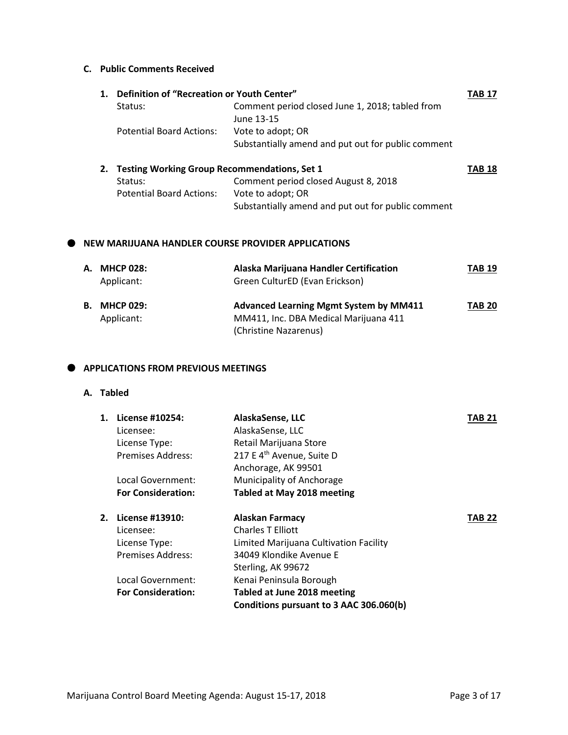### C. Public Comments Received

**1. Definition of "Recreation or Youth Center"** **TAB 17**

| | |
|---|---|
| Status: | Comment period closed June 1, 2018; tabled from June 13-15 |
| Potential Board Actions: | Vote to adopt; OR<br>Substantially amend and put out for public comment |

**2. Testing Working Group Recommendations, Set 1** **TAB 18**

| | |
|---|---|
| Status: | Comment period closed August 8, 2018 |
| Potential Board Actions: | Vote to adopt; OR<br>Substantially amend and put out for public comment |

## NEW MARIJUANA HANDLER COURSE PROVIDER APPLICATIONS

**A. MHCP 028:** **Alaska Marijuana Handler Certification** **TAB 19**
Applicant: Green CulturED (Evan Erickson)

**B. MHCP 029:** **Advanced Learning Mgmt System by MM411** **TAB 20**
Applicant: MM411, Inc. DBA Medical Marijuana 411 (Christine Nazarenus)

## APPLICATIONS FROM PREVIOUS MEETINGS

### A. Tabled

**1. License #10254:** **AlaskaSense, LLC** **TAB 21**

| | |
|---|---|
| Licensee: | AlaskaSense, LLC |
| License Type: | Retail Marijuana Store |
| Premises Address: | 217 E 4th Avenue, Suite D<br>Anchorage, AK 99501 |
| Local Government: | Municipality of Anchorage |
| **For Consideration:** | **Tabled at May 2018 meeting** |

**2. License #13910:** **Alaskan Farmacy** **TAB 22**

| | |
|---|---|
| Licensee: | Charles T Elliott |
| License Type: | Limited Marijuana Cultivation Facility |
| Premises Address: | 34049 Klondike Avenue E<br>Sterling, AK 99672 |
| Local Government: | Kenai Peninsula Borough |
| **For Consideration:** | **Tabled at June 2018 meeting**<br>**Conditions pursuant to 3 AAC 306.060(b)** |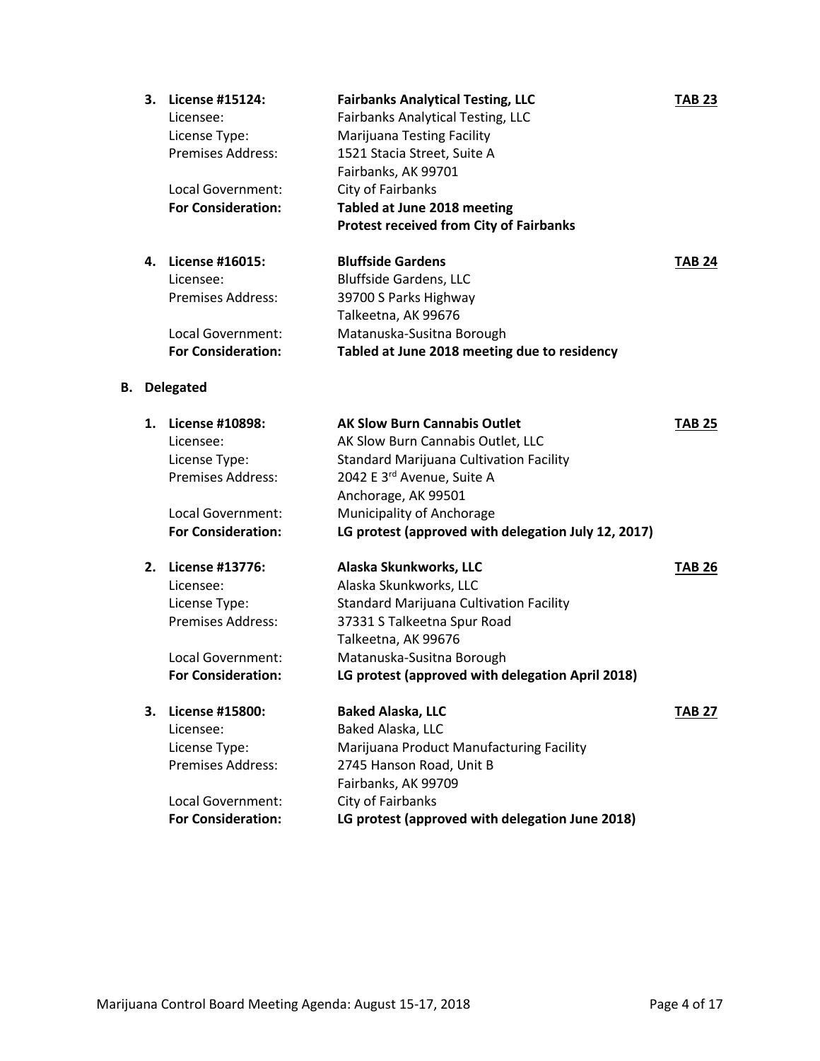3. **License #15124:** **Fairbanks Analytical Testing, LLC** **TAB 23**
   Licensee: Fairbanks Analytical Testing, LLC
   License Type: Marijuana Testing Facility
   Premises Address: 1521 Stacia Street, Suite A
   Fairbanks, AK 99701
   Local Government: City of Fairbanks
   **For Consideration:** **Tabled at June 2018 meeting**
   **Protest received from City of Fairbanks**

4. **License #16015:** **Bluffside Gardens** **TAB 24**
   Licensee: Bluffside Gardens, LLC
   Premises Address: 39700 S Parks Highway
   Talkeetna, AK 99676
   Local Government: Matanuska-Susitna Borough
   **For Consideration:** **Tabled at June 2018 meeting due to residency**

**B. Delegated**

1. **License #10898:** **AK Slow Burn Cannabis Outlet** **TAB 25**
   Licensee: AK Slow Burn Cannabis Outlet, LLC
   License Type: Standard Marijuana Cultivation Facility
   Premises Address: 2042 E 3rd Avenue, Suite A
   Anchorage, AK 99501
   Local Government: Municipality of Anchorage
   **For Consideration:** **LG protest (approved with delegation July 12, 2017)**

2. **License #13776:** **Alaska Skunkworks, LLC** **TAB 26**
   Licensee: Alaska Skunkworks, LLC
   License Type: Standard Marijuana Cultivation Facility
   Premises Address: 37331 S Talkeetna Spur Road
   Talkeetna, AK 99676
   Local Government: Matanuska-Susitna Borough
   **For Consideration:** **LG protest (approved with delegation April 2018)**

3. **License #15800:** **Baked Alaska, LLC** **TAB 27**
   Licensee: Baked Alaska, LLC
   License Type: Marijuana Product Manufacturing Facility
   Premises Address: 2745 Hanson Road, Unit B
   Fairbanks, AK 99709
   Local Government: City of Fairbanks
   **For Consideration:** **LG protest (approved with delegation June 2018)**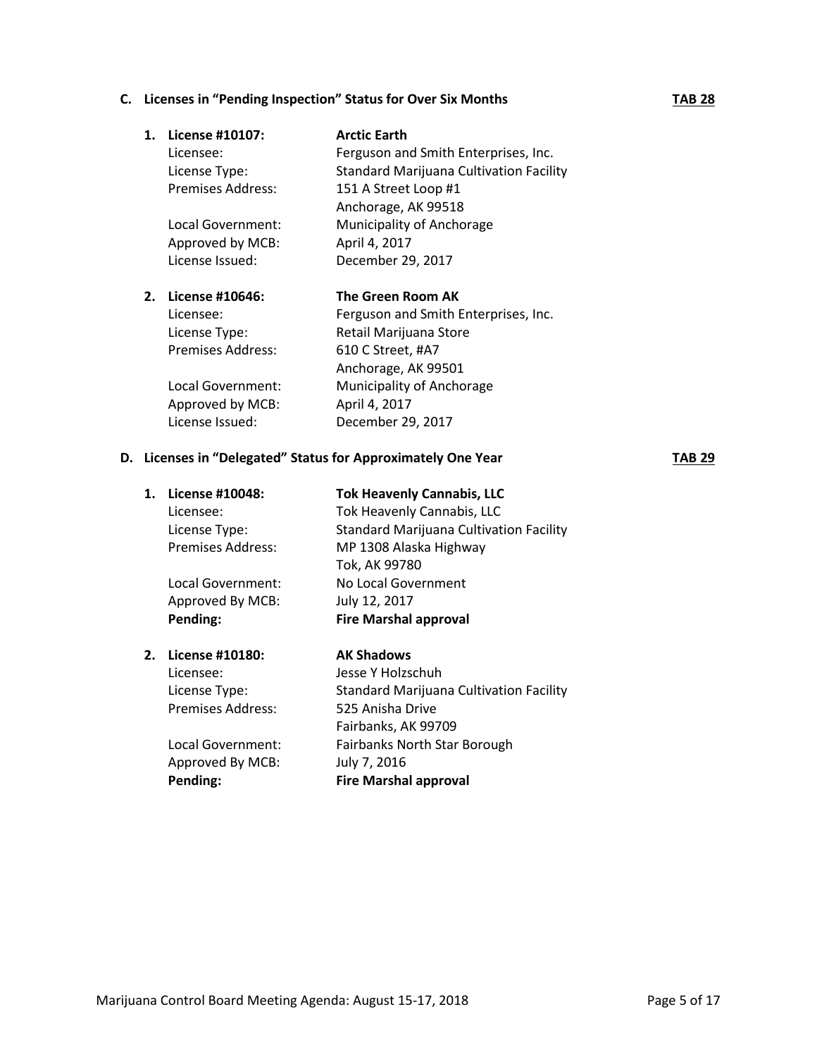### C. Licenses in "Pending Inspection" Status for Over Six Months — TAB 28

1. **License #10107: Arctic Earth**

   Licensee: Ferguson and Smith Enterprises, Inc.
   License Type: Standard Marijuana Cultivation Facility
   Premises Address: 151 A Street Loop #1
   Anchorage, AK 99518
   Local Government: Municipality of Anchorage
   Approved by MCB: April 4, 2017
   License Issued: December 29, 2017

2. **License #10646: The Green Room AK**

   Licensee: Ferguson and Smith Enterprises, Inc.
   License Type: Retail Marijuana Store
   Premises Address: 610 C Street, #A7
   Anchorage, AK 99501
   Local Government: Municipality of Anchorage
   Approved by MCB: April 4, 2017
   License Issued: December 29, 2017

### D. Licenses in "Delegated" Status for Approximately One Year — TAB 29

1. **License #10048: Tok Heavenly Cannabis, LLC**

   Licensee: Tok Heavenly Cannabis, LLC
   License Type: Standard Marijuana Cultivation Facility
   Premises Address: MP 1308 Alaska Highway
   Tok, AK 99780
   Local Government: No Local Government
   Approved By MCB: July 12, 2017
   **Pending: Fire Marshal approval**

2. **License #10180: AK Shadows**

   Licensee: Jesse Y Holzschuh
   License Type: Standard Marijuana Cultivation Facility
   Premises Address: 525 Anisha Drive
   Fairbanks, AK 99709
   Local Government: Fairbanks North Star Borough
   Approved By MCB: July 7, 2016
   **Pending: Fire Marshal approval**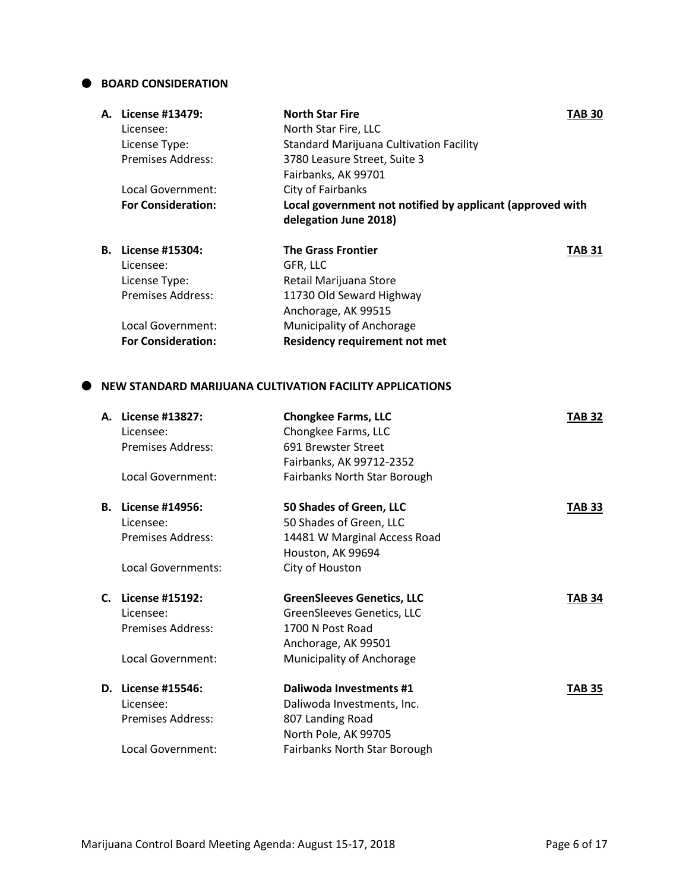## BOARD CONSIDERATION

**A. License #13479:** **North Star Fire** **TAB 30**
Licensee: North Star Fire, LLC
License Type: Standard Marijuana Cultivation Facility
Premises Address: 3780 Leasure Street, Suite 3
Fairbanks, AK 99701
Local Government: City of Fairbanks
**For Consideration:** **Local government not notified by applicant (approved with delegation June 2018)**

**B. License #15304:** **The Grass Frontier** **TAB 31**
Licensee: GFR, LLC
License Type: Retail Marijuana Store
Premises Address: 11730 Old Seward Highway
Anchorage, AK 99515
Local Government: Municipality of Anchorage
**For Consideration:** **Residency requirement not met**

## NEW STANDARD MARIJUANA CULTIVATION FACILITY APPLICATIONS

**A. License #13827:** **Chongkee Farms, LLC** **TAB 32**
Licensee: Chongkee Farms, LLC
Premises Address: 691 Brewster Street
Fairbanks, AK 99712-2352
Local Government: Fairbanks North Star Borough

**B. License #14956:** **50 Shades of Green, LLC** **TAB 33**
Licensee: 50 Shades of Green, LLC
Premises Address: 14481 W Marginal Access Road
Houston, AK 99694
Local Governments: City of Houston

**C. License #15192:** **GreenSleeves Genetics, LLC** **TAB 34**
Licensee: GreenSleeves Genetics, LLC
Premises Address: 1700 N Post Road
Anchorage, AK 99501
Local Government: Municipality of Anchorage

**D. License #15546:** **Daliwoda Investments #1** **TAB 35**
Licensee: Daliwoda Investments, Inc.
Premises Address: 807 Landing Road
North Pole, AK 99705
Local Government: Fairbanks North Star Borough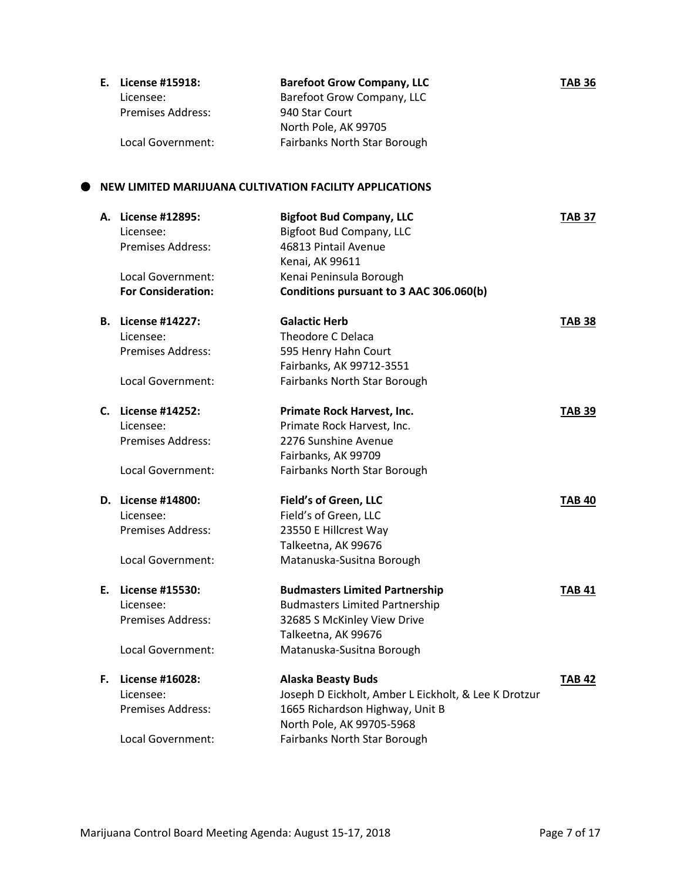**E. License #15918:** **Barefoot Grow Company, LLC** **TAB 36**
Licensee: Barefoot Grow Company, LLC
Premises Address: 940 Star Court
North Pole, AK 99705
Local Government: Fairbanks North Star Borough

## NEW LIMITED MARIJUANA CULTIVATION FACILITY APPLICATIONS

**A. License #12895:** **Bigfoot Bud Company, LLC** **TAB 37**
Licensee: Bigfoot Bud Company, LLC
Premises Address: 46813 Pintail Avenue
Kenai, AK 99611
Local Government: Kenai Peninsula Borough
**For Consideration:** **Conditions pursuant to 3 AAC 306.060(b)**

**B. License #14227:** **Galactic Herb** **TAB 38**
Licensee: Theodore C Delaca
Premises Address: 595 Henry Hahn Court
Fairbanks, AK 99712-3551
Local Government: Fairbanks North Star Borough

**C. License #14252:** **Primate Rock Harvest, Inc.** **TAB 39**
Licensee: Primate Rock Harvest, Inc.
Premises Address: 2276 Sunshine Avenue
Fairbanks, AK 99709
Local Government: Fairbanks North Star Borough

**D. License #14800:** **Field's of Green, LLC** **TAB 40**
Licensee: Field's of Green, LLC
Premises Address: 23550 E Hillcrest Way
Talkeetna, AK 99676
Local Government: Matanuska-Susitna Borough

**E. License #15530:** **Budmasters Limited Partnership** **TAB 41**
Licensee: Budmasters Limited Partnership
Premises Address: 32685 S McKinley View Drive
Talkeetna, AK 99676
Local Government: Matanuska-Susitna Borough

**F. License #16028:** **Alaska Beasty Buds** **TAB 42**
Licensee: Joseph D Eickholt, Amber L Eickholt, & Lee K Drotzur
Premises Address: 1665 Richardson Highway, Unit B
North Pole, AK 99705-5968
Local Government: Fairbanks North Star Borough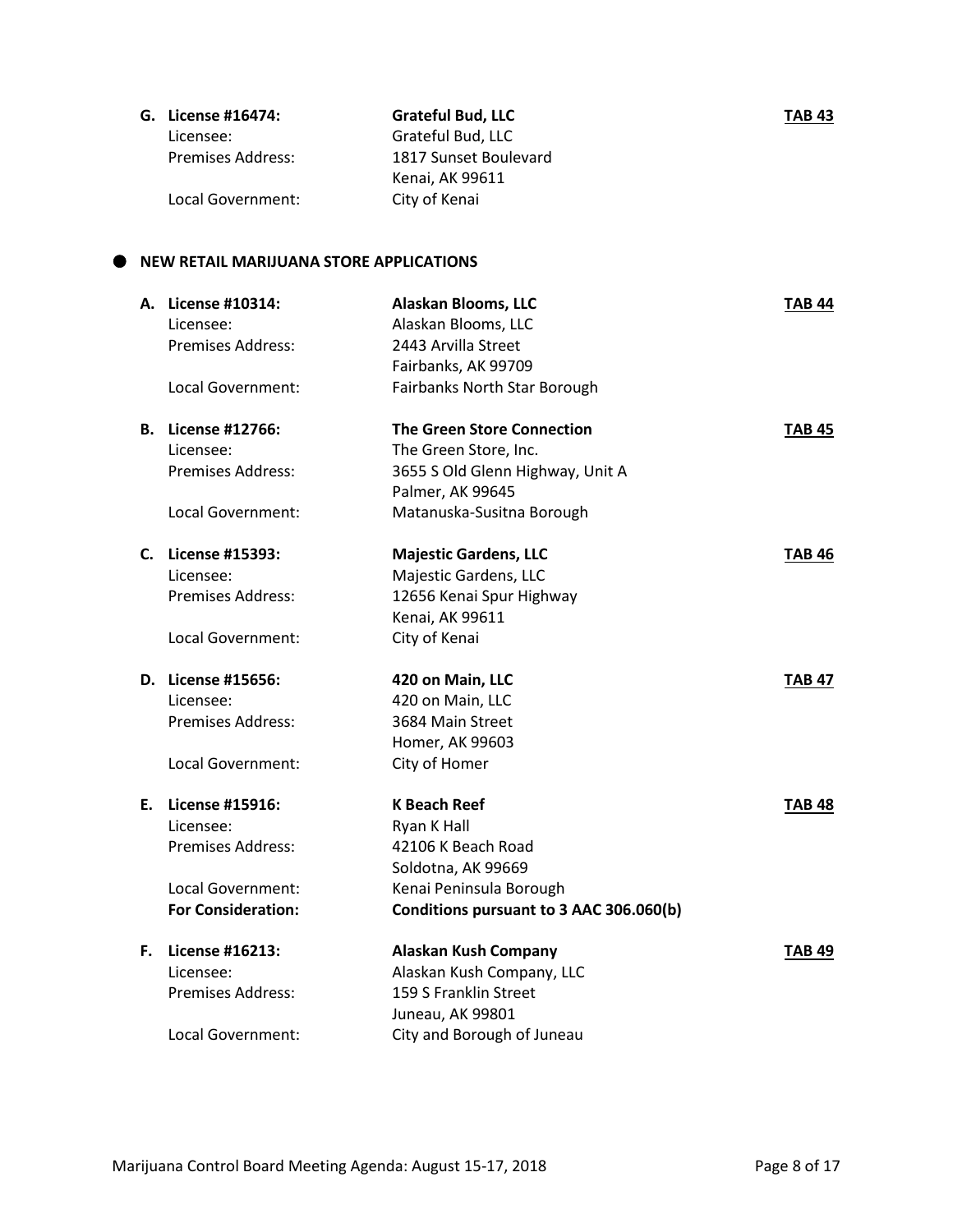**G. License #16474:** **Grateful Bud, LLC** **TAB 43**

Licensee: Grateful Bud, LLC
Premises Address: 1817 Sunset Boulevard
Kenai, AK 99611
Local Government: City of Kenai

- **NEW RETAIL MARIJUANA STORE APPLICATIONS**

**A. License #10314:** **Alaskan Blooms, LLC** **TAB 44**

Licensee: Alaskan Blooms, LLC
Premises Address: 2443 Arvilla Street
Fairbanks, AK 99709
Local Government: Fairbanks North Star Borough

**B. License #12766:** **The Green Store Connection** **TAB 45**

Licensee: The Green Store, Inc.
Premises Address: 3655 S Old Glenn Highway, Unit A
Palmer, AK 99645
Local Government: Matanuska-Susitna Borough

**C. License #15393:** **Majestic Gardens, LLC** **TAB 46**

Licensee: Majestic Gardens, LLC
Premises Address: 12656 Kenai Spur Highway
Kenai, AK 99611
Local Government: City of Kenai

**D. License #15656:** **420 on Main, LLC** **TAB 47**

Licensee: 420 on Main, LLC
Premises Address: 3684 Main Street
Homer, AK 99603
Local Government: City of Homer

**E. License #15916:** **K Beach Reef** **TAB 48**

Licensee: Ryan K Hall
Premises Address: 42106 K Beach Road
Soldotna, AK 99669
Local Government: Kenai Peninsula Borough
**For Consideration:** **Conditions pursuant to 3 AAC 306.060(b)**

**F. License #16213:** **Alaskan Kush Company** **TAB 49**

Licensee: Alaskan Kush Company, LLC
Premises Address: 159 S Franklin Street
Juneau, AK 99801
Local Government: City and Borough of Juneau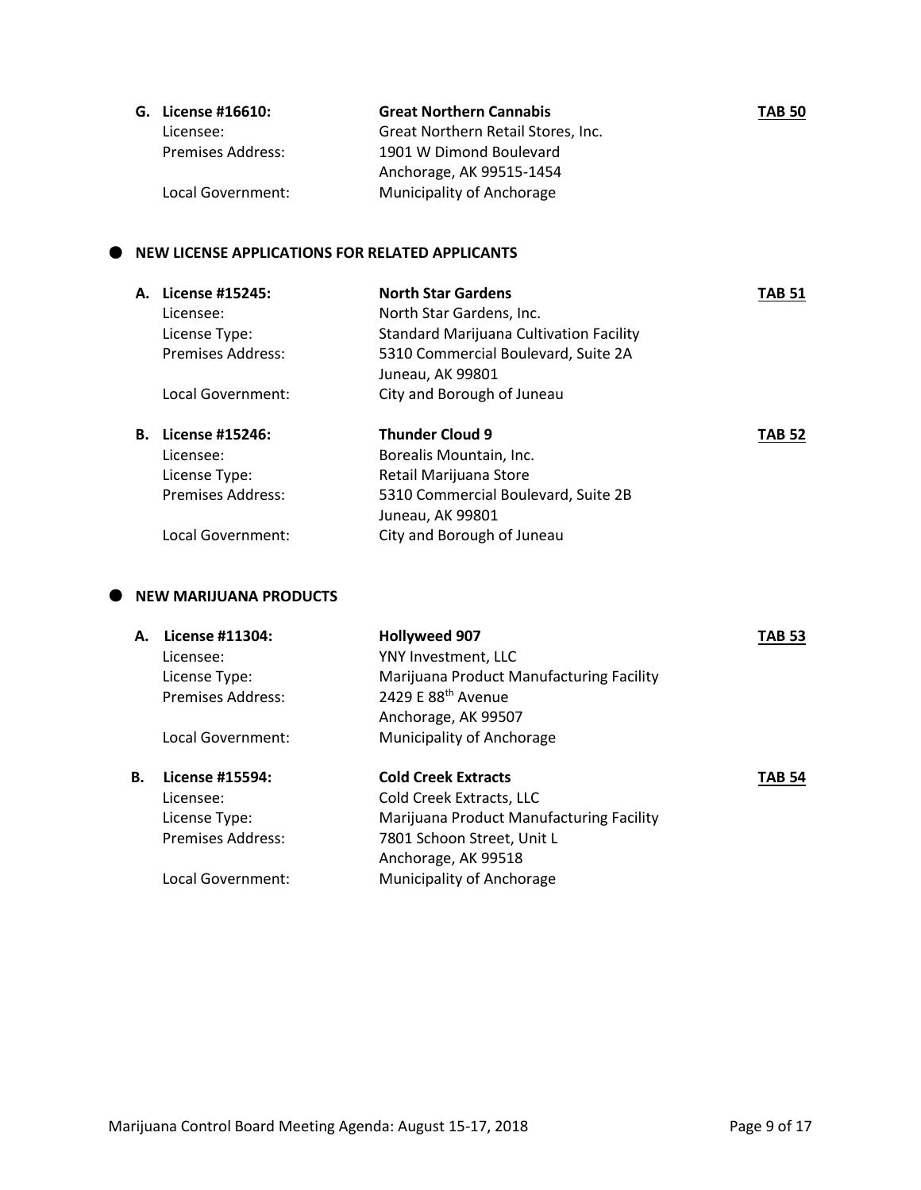**G. License #16610:** **Great Northern Cannabis** **TAB 50**
Licensee: Great Northern Retail Stores, Inc.
Premises Address: 1901 W Dimond Boulevard
Anchorage, AK 99515-1454
Local Government: Municipality of Anchorage

## NEW LICENSE APPLICATIONS FOR RELATED APPLICANTS

**A. License #15245:** **North Star Gardens** **TAB 51**
Licensee: North Star Gardens, Inc.
License Type: Standard Marijuana Cultivation Facility
Premises Address: 5310 Commercial Boulevard, Suite 2A
Juneau, AK 99801
Local Government: City and Borough of Juneau

**B. License #15246:** **Thunder Cloud 9** **TAB 52**
Licensee: Borealis Mountain, Inc.
License Type: Retail Marijuana Store
Premises Address: 5310 Commercial Boulevard, Suite 2B
Juneau, AK 99801
Local Government: City and Borough of Juneau

## NEW MARIJUANA PRODUCTS

**A. License #11304:** **Hollyweed 907** **TAB 53**
Licensee: YNY Investment, LLC
License Type: Marijuana Product Manufacturing Facility
Premises Address: 2429 E 88th Avenue
Anchorage, AK 99507
Local Government: Municipality of Anchorage

**B. License #15594:** **Cold Creek Extracts** **TAB 54**
Licensee: Cold Creek Extracts, LLC
License Type: Marijuana Product Manufacturing Facility
Premises Address: 7801 Schoon Street, Unit L
Anchorage, AK 99518
Local Government: Municipality of Anchorage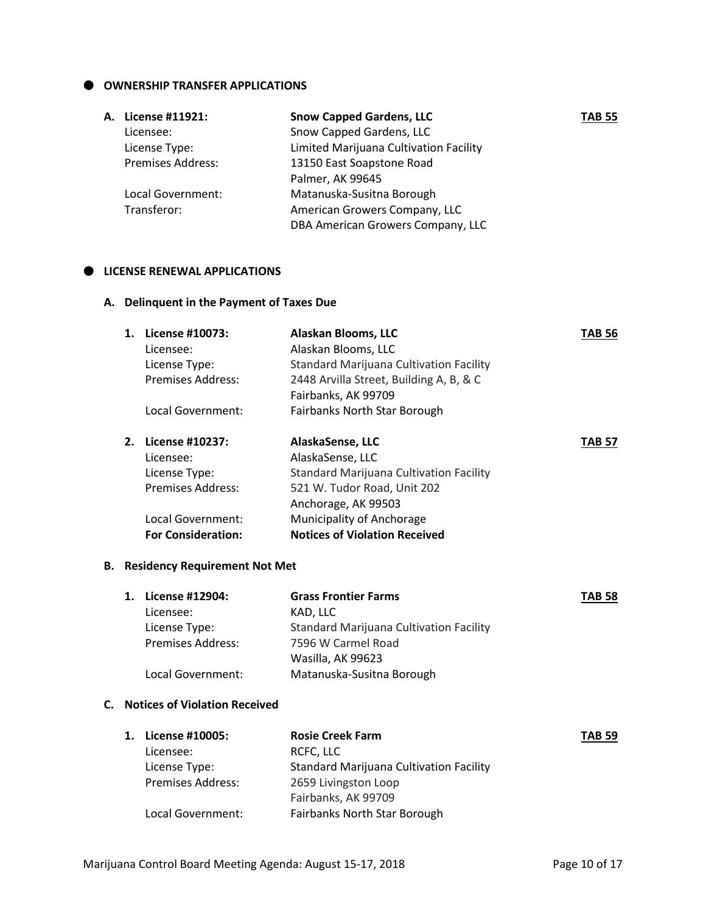## OWNERSHIP TRANSFER APPLICATIONS

**A. License #11921:** **Snow Capped Gardens, LLC** **TAB 55**

| | | |
|---|---|---|
| Licensee: | Snow Capped Gardens, LLC | |
| License Type: | Limited Marijuana Cultivation Facility | |
| Premises Address: | 13150 East Soapstone Road<br>Palmer, AK 99645 | |
| Local Government: | Matanuska-Susitna Borough | |
| Transferor: | American Growers Company, LLC<br>DBA American Growers Company, LLC | |

## LICENSE RENEWAL APPLICATIONS

### A. Delinquent in the Payment of Taxes Due

**1. License #10073:** **Alaskan Blooms, LLC** **TAB 56**

| | | |
|---|---|---|
| Licensee: | Alaskan Blooms, LLC | |
| License Type: | Standard Marijuana Cultivation Facility | |
| Premises Address: | 2448 Arvilla Street, Building A, B, & C<br>Fairbanks, AK 99709 | |
| Local Government: | Fairbanks North Star Borough | |

**2. License #10237:** **AlaskaSense, LLC** **TAB 57**

| | | |
|---|---|---|
| Licensee: | AlaskaSense, LLC | |
| License Type: | Standard Marijuana Cultivation Facility | |
| Premises Address: | 521 W. Tudor Road, Unit 202<br>Anchorage, AK 99503 | |
| Local Government: | Municipality of Anchorage | |
| **For Consideration:** | **Notices of Violation Received** | |

### B. Residency Requirement Not Met

**1. License #12904:** **Grass Frontier Farms** **TAB 58**

| | | |
|---|---|---|
| Licensee: | KAD, LLC | |
| License Type: | Standard Marijuana Cultivation Facility | |
| Premises Address: | 7596 W Carmel Road<br>Wasilla, AK 99623 | |
| Local Government: | Matanuska-Susitna Borough | |

### C. Notices of Violation Received

**1. License #10005:** **Rosie Creek Farm** **TAB 59**

| | | |
|---|---|---|
| Licensee: | RCFC, LLC | |
| License Type: | Standard Marijuana Cultivation Facility | |
| Premises Address: | 2659 Livingston Loop<br>Fairbanks, AK 99709 | |
| Local Government: | Fairbanks North Star Borough | |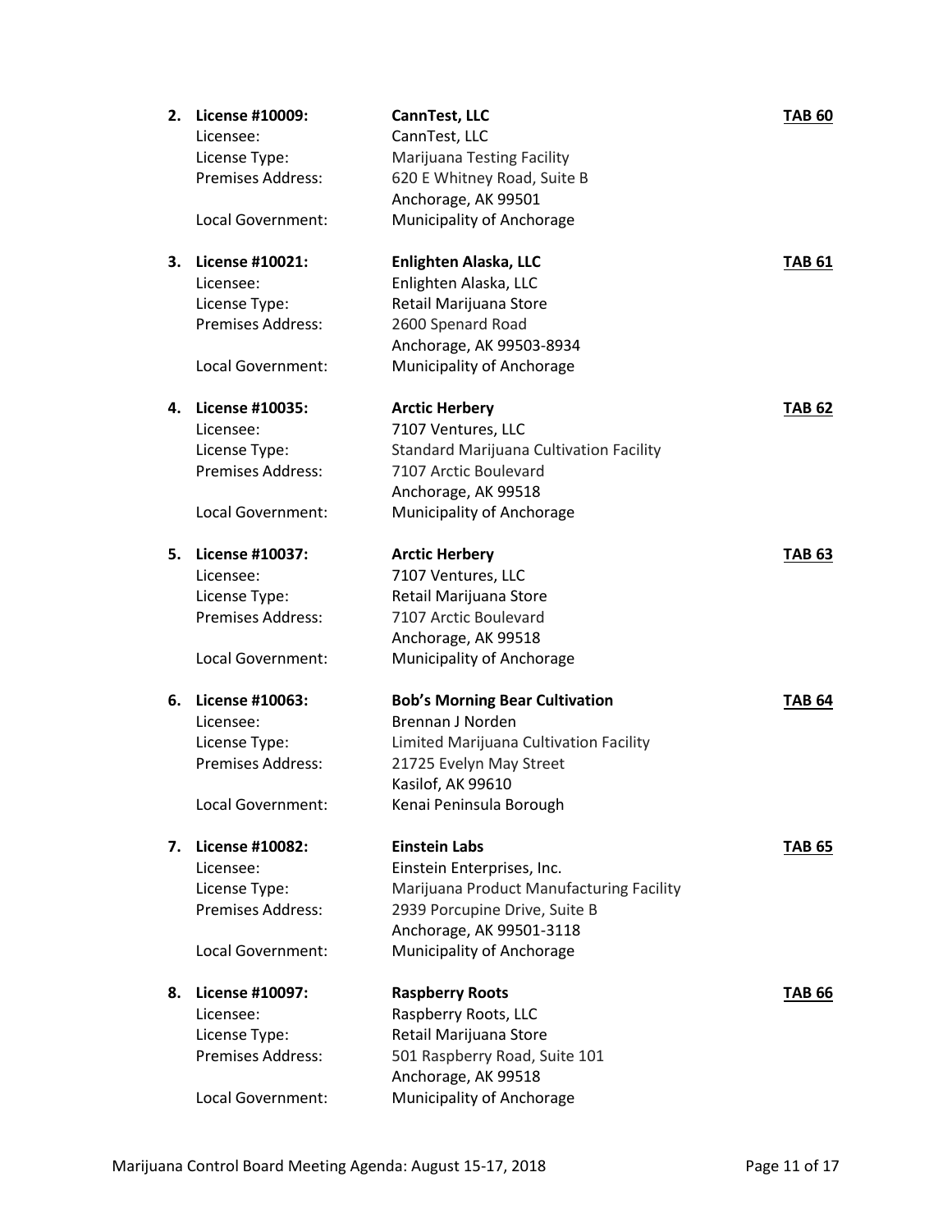2. **License #10009:** **CannTest, LLC** **TAB 60**
   Licensee: CannTest, LLC
   License Type: Marijuana Testing Facility
   Premises Address: 620 E Whitney Road, Suite B
   Anchorage, AK 99501
   Local Government: Municipality of Anchorage

3. **License #10021:** **Enlighten Alaska, LLC** **TAB 61**
   Licensee: Enlighten Alaska, LLC
   License Type: Retail Marijuana Store
   Premises Address: 2600 Spenard Road
   Anchorage, AK 99503-8934
   Local Government: Municipality of Anchorage

4. **License #10035:** **Arctic Herbery** **TAB 62**
   Licensee: 7107 Ventures, LLC
   License Type: Standard Marijuana Cultivation Facility
   Premises Address: 7107 Arctic Boulevard
   Anchorage, AK 99518
   Local Government: Municipality of Anchorage

5. **License #10037:** **Arctic Herbery** **TAB 63**
   Licensee: 7107 Ventures, LLC
   License Type: Retail Marijuana Store
   Premises Address: 7107 Arctic Boulevard
   Anchorage, AK 99518
   Local Government: Municipality of Anchorage

6. **License #10063:** **Bob's Morning Bear Cultivation** **TAB 64**
   Licensee: Brennan J Norden
   License Type: Limited Marijuana Cultivation Facility
   Premises Address: 21725 Evelyn May Street
   Kasilof, AK 99610
   Local Government: Kenai Peninsula Borough

7. **License #10082:** **Einstein Labs** **TAB 65**
   Licensee: Einstein Enterprises, Inc.
   License Type: Marijuana Product Manufacturing Facility
   Premises Address: 2939 Porcupine Drive, Suite B
   Anchorage, AK 99501-3118
   Local Government: Municipality of Anchorage

8. **License #10097:** **Raspberry Roots** **TAB 66**
   Licensee: Raspberry Roots, LLC
   License Type: Retail Marijuana Store
   Premises Address: 501 Raspberry Road, Suite 101
   Anchorage, AK 99518
   Local Government: Municipality of Anchorage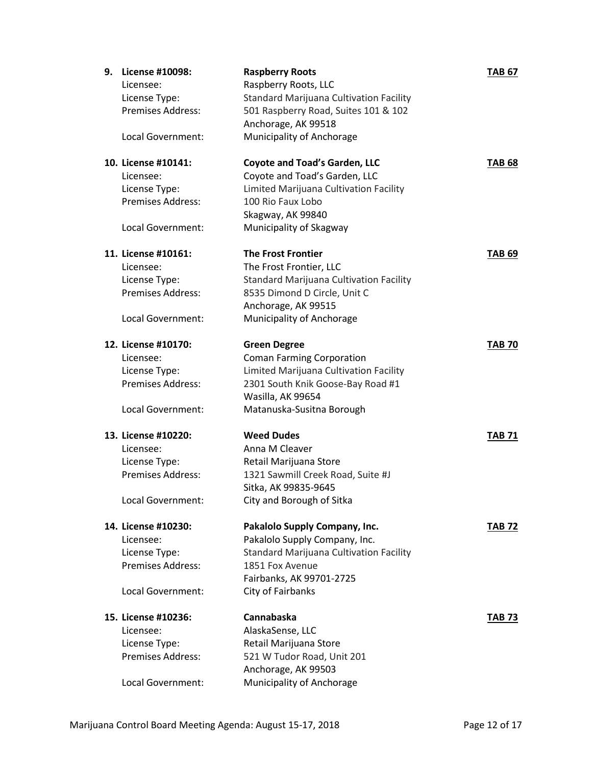9. **License #10098:** **Raspberry Roots** **TAB 67**
   Licensee: Raspberry Roots, LLC
   License Type: Standard Marijuana Cultivation Facility
   Premises Address: 501 Raspberry Road, Suites 101 & 102
   Anchorage, AK 99518
   Local Government: Municipality of Anchorage

10. **License #10141:** **Coyote and Toad's Garden, LLC** **TAB 68**
    Licensee: Coyote and Toad's Garden, LLC
    License Type: Limited Marijuana Cultivation Facility
    Premises Address: 100 Rio Faux Lobo
    Skagway, AK 99840
    Local Government: Municipality of Skagway

11. **License #10161:** **The Frost Frontier** **TAB 69**
    Licensee: The Frost Frontier, LLC
    License Type: Standard Marijuana Cultivation Facility
    Premises Address: 8535 Dimond D Circle, Unit C
    Anchorage, AK 99515
    Local Government: Municipality of Anchorage

12. **License #10170:** **Green Degree** **TAB 70**
    Licensee: Coman Farming Corporation
    License Type: Limited Marijuana Cultivation Facility
    Premises Address: 2301 South Knik Goose-Bay Road #1
    Wasilla, AK 99654
    Local Government: Matanuska-Susitna Borough

13. **License #10220:** **Weed Dudes** **TAB 71**
    Licensee: Anna M Cleaver
    License Type: Retail Marijuana Store
    Premises Address: 1321 Sawmill Creek Road, Suite #J
    Sitka, AK 99835-9645
    Local Government: City and Borough of Sitka

14. **License #10230:** **Pakalolo Supply Company, Inc.** **TAB 72**
    Licensee: Pakalolo Supply Company, Inc.
    License Type: Standard Marijuana Cultivation Facility
    Premises Address: 1851 Fox Avenue
    Fairbanks, AK 99701-2725
    Local Government: City of Fairbanks

15. **License #10236:** **Cannabaska** **TAB 73**
    Licensee: AlaskaSense, LLC
    License Type: Retail Marijuana Store
    Premises Address: 521 W Tudor Road, Unit 201
    Anchorage, AK 99503
    Local Government: Municipality of Anchorage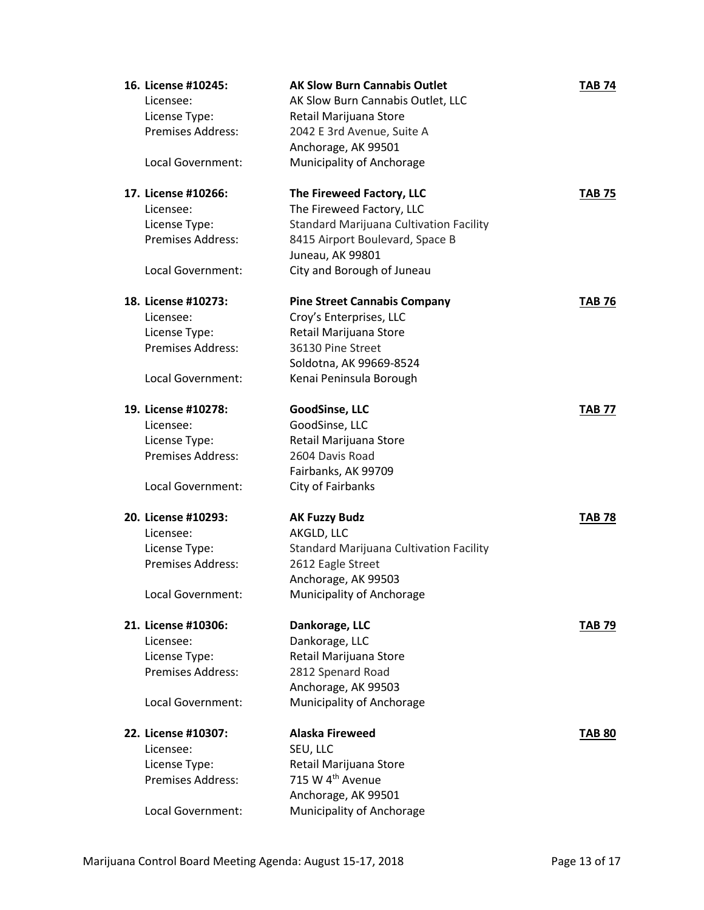16. **License #10245:** **AK Slow Burn Cannabis Outlet** **TAB 74**
    Licensee: AK Slow Burn Cannabis Outlet, LLC
    License Type: Retail Marijuana Store
    Premises Address: 2042 E 3rd Avenue, Suite A
    Anchorage, AK 99501
    Local Government: Municipality of Anchorage

17. **License #10266:** **The Fireweed Factory, LLC** **TAB 75**
    Licensee: The Fireweed Factory, LLC
    License Type: Standard Marijuana Cultivation Facility
    Premises Address: 8415 Airport Boulevard, Space B
    Juneau, AK 99801
    Local Government: City and Borough of Juneau

18. **License #10273:** **Pine Street Cannabis Company** **TAB 76**
    Licensee: Croy's Enterprises, LLC
    License Type: Retail Marijuana Store
    Premises Address: 36130 Pine Street
    Soldotna, AK 99669-8524
    Local Government: Kenai Peninsula Borough

19. **License #10278:** **GoodSinse, LLC** **TAB 77**
    Licensee: GoodSinse, LLC
    License Type: Retail Marijuana Store
    Premises Address: 2604 Davis Road
    Fairbanks, AK 99709
    Local Government: City of Fairbanks

20. **License #10293:** **AK Fuzzy Budz** **TAB 78**
    Licensee: AKGLD, LLC
    License Type: Standard Marijuana Cultivation Facility
    Premises Address: 2612 Eagle Street
    Anchorage, AK 99503
    Local Government: Municipality of Anchorage

21. **License #10306:** **Dankorage, LLC** **TAB 79**
    Licensee: Dankorage, LLC
    License Type: Retail Marijuana Store
    Premises Address: 2812 Spenard Road
    Anchorage, AK 99503
    Local Government: Municipality of Anchorage

22. **License #10307:** **Alaska Fireweed** **TAB 80**
    Licensee: SEU, LLC
    License Type: Retail Marijuana Store
    Premises Address: 715 W 4th Avenue
    Anchorage, AK 99501
    Local Government: Municipality of Anchorage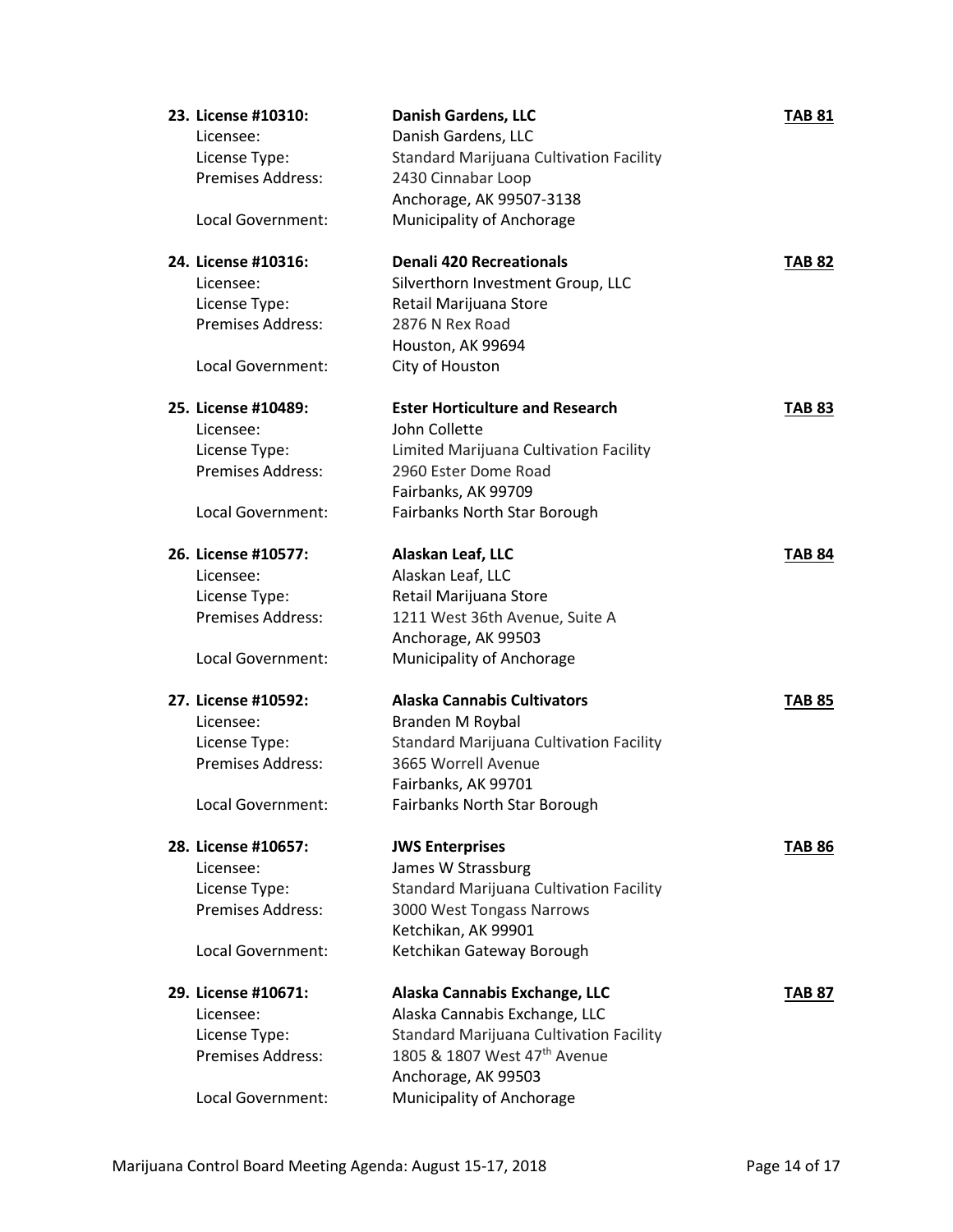**23. License #10310:** **Danish Gardens, LLC** **TAB 81**

Licensee: Danish Gardens, LLC
License Type: Standard Marijuana Cultivation Facility
Premises Address: 2430 Cinnabar Loop
Anchorage, AK 99507-3138
Local Government: Municipality of Anchorage

**24. License #10316:** **Denali 420 Recreationals** **TAB 82**

Licensee: Silverthorn Investment Group, LLC
License Type: Retail Marijuana Store
Premises Address: 2876 N Rex Road
Houston, AK 99694
Local Government: City of Houston

**25. License #10489:** **Ester Horticulture and Research** **TAB 83**

Licensee: John Collette
License Type: Limited Marijuana Cultivation Facility
Premises Address: 2960 Ester Dome Road
Fairbanks, AK 99709
Local Government: Fairbanks North Star Borough

**26. License #10577:** **Alaskan Leaf, LLC** **TAB 84**

Licensee: Alaskan Leaf, LLC
License Type: Retail Marijuana Store
Premises Address: 1211 West 36th Avenue, Suite A
Anchorage, AK 99503
Local Government: Municipality of Anchorage

**27. License #10592:** **Alaska Cannabis Cultivators** **TAB 85**

Licensee: Branden M Roybal
License Type: Standard Marijuana Cultivation Facility
Premises Address: 3665 Worrell Avenue
Fairbanks, AK 99701
Local Government: Fairbanks North Star Borough

**28. License #10657:** **JWS Enterprises** **TAB 86**

Licensee: James W Strassburg
License Type: Standard Marijuana Cultivation Facility
Premises Address: 3000 West Tongass Narrows
Ketchikan, AK 99901
Local Government: Ketchikan Gateway Borough

**29. License #10671:** **Alaska Cannabis Exchange, LLC** **TAB 87**

Licensee: Alaska Cannabis Exchange, LLC
License Type: Standard Marijuana Cultivation Facility
Premises Address: 1805 & 1807 West 47th Avenue
Anchorage, AK 99503
Local Government: Municipality of Anchorage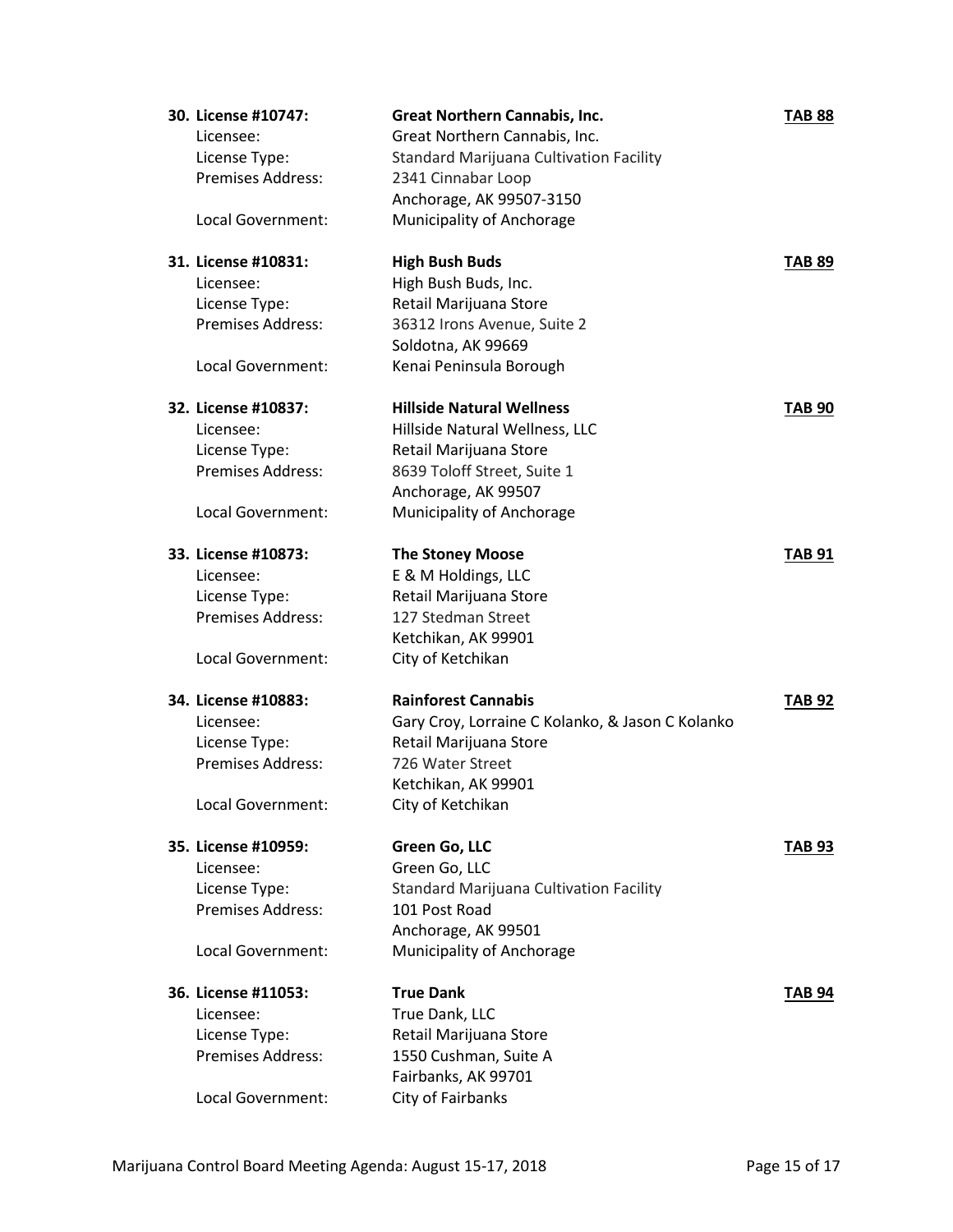**30. License #10747:** **Great Northern Cannabis, Inc.** **TAB 88**
Licensee: Great Northern Cannabis, Inc.
License Type: Standard Marijuana Cultivation Facility
Premises Address: 2341 Cinnabar Loop
Anchorage, AK 99507-3150
Local Government: Municipality of Anchorage

**31. License #10831:** **High Bush Buds** **TAB 89**
Licensee: High Bush Buds, Inc.
License Type: Retail Marijuana Store
Premises Address: 36312 Irons Avenue, Suite 2
Soldotna, AK 99669
Local Government: Kenai Peninsula Borough

**32. License #10837:** **Hillside Natural Wellness** **TAB 90**
Licensee: Hillside Natural Wellness, LLC
License Type: Retail Marijuana Store
Premises Address: 8639 Toloff Street, Suite 1
Anchorage, AK 99507
Local Government: Municipality of Anchorage

**33. License #10873:** **The Stoney Moose** **TAB 91**
Licensee: E & M Holdings, LLC
License Type: Retail Marijuana Store
Premises Address: 127 Stedman Street
Ketchikan, AK 99901
Local Government: City of Ketchikan

**34. License #10883:** **Rainforest Cannabis** **TAB 92**
Licensee: Gary Croy, Lorraine C Kolanko, & Jason C Kolanko
License Type: Retail Marijuana Store
Premises Address: 726 Water Street
Ketchikan, AK 99901
Local Government: City of Ketchikan

**35. License #10959:** **Green Go, LLC** **TAB 93**
Licensee: Green Go, LLC
License Type: Standard Marijuana Cultivation Facility
Premises Address: 101 Post Road
Anchorage, AK 99501
Local Government: Municipality of Anchorage

**36. License #11053:** **True Dank** **TAB 94**
Licensee: True Dank, LLC
License Type: Retail Marijuana Store
Premises Address: 1550 Cushman, Suite A
Fairbanks, AK 99701
Local Government: City of Fairbanks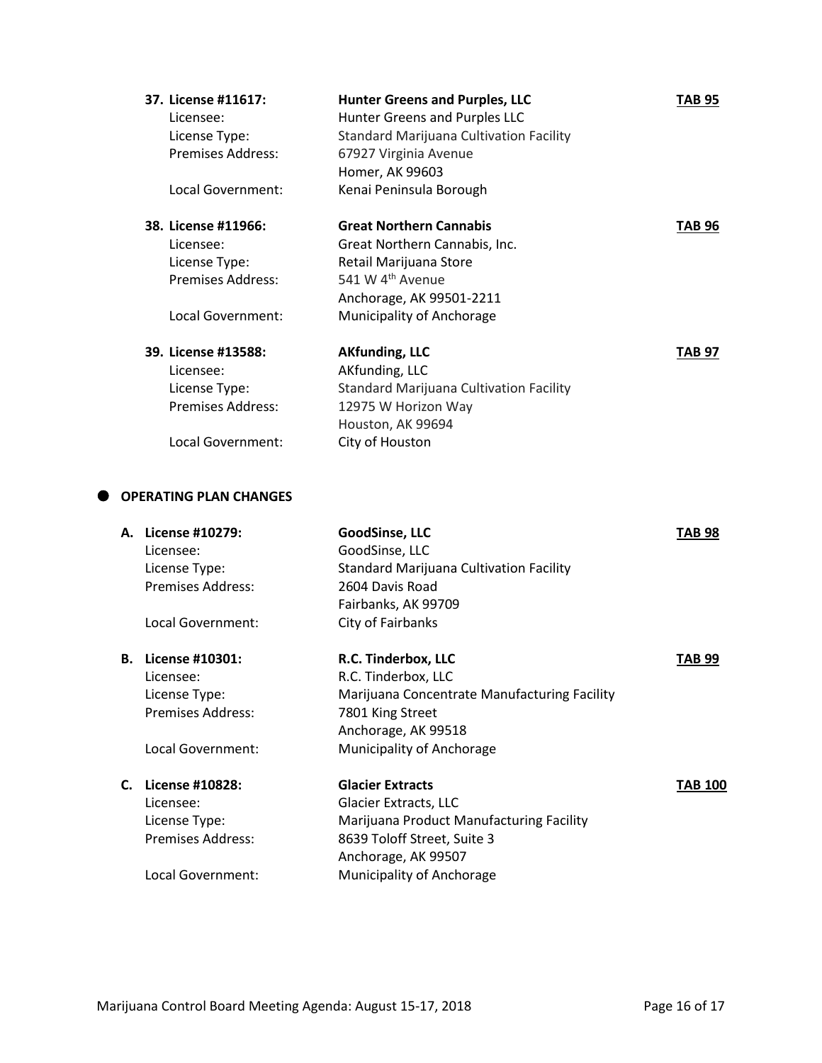37. **License #11617:** **Hunter Greens and Purples, LLC** **TAB 95**
    Licensee: Hunter Greens and Purples LLC
    License Type: Standard Marijuana Cultivation Facility
    Premises Address: 67927 Virginia Avenue
    Homer, AK 99603
    Local Government: Kenai Peninsula Borough

38. **License #11966:** **Great Northern Cannabis** **TAB 96**
    Licensee: Great Northern Cannabis, Inc.
    License Type: Retail Marijuana Store
    Premises Address: 541 W 4th Avenue
    Anchorage, AK 99501-2211
    Local Government: Municipality of Anchorage

39. **License #13588:** **AKfunding, LLC** **TAB 97**
    Licensee: AKfunding, LLC
    License Type: Standard Marijuana Cultivation Facility
    Premises Address: 12975 W Horizon Way
    Houston, AK 99694
    Local Government: City of Houston

- **OPERATING PLAN CHANGES**

A. **License #10279:** **GoodSinse, LLC** **TAB 98**
   Licensee: GoodSinse, LLC
   License Type: Standard Marijuana Cultivation Facility
   Premises Address: 2604 Davis Road
   Fairbanks, AK 99709
   Local Government: City of Fairbanks

B. **License #10301:** **R.C. Tinderbox, LLC** **TAB 99**
   Licensee: R.C. Tinderbox, LLC
   License Type: Marijuana Concentrate Manufacturing Facility
   Premises Address: 7801 King Street
   Anchorage, AK 99518
   Local Government: Municipality of Anchorage

C. **License #10828:** **Glacier Extracts** **TAB 100**
   Licensee: Glacier Extracts, LLC
   License Type: Marijuana Product Manufacturing Facility
   Premises Address: 8639 Toloff Street, Suite 3
   Anchorage, AK 99507
   Local Government: Municipality of Anchorage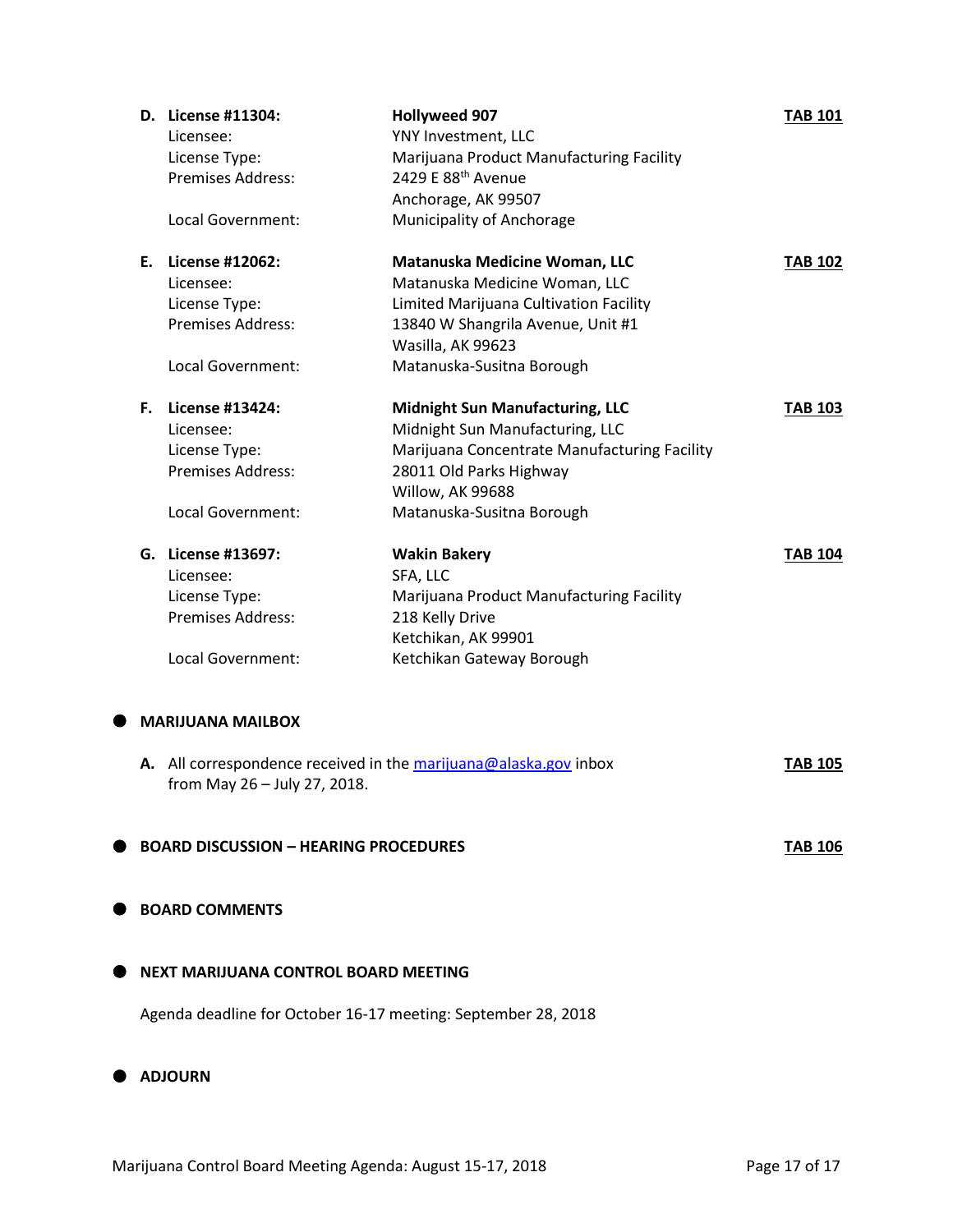**D. License #11304:** **Hollyweed 907** **TAB 101**

Licensee: YNY Investment, LLC
License Type: Marijuana Product Manufacturing Facility
Premises Address: 2429 E 88th Avenue
Anchorage, AK 99507
Local Government: Municipality of Anchorage

**E. License #12062:** **Matanuska Medicine Woman, LLC** **TAB 102**

Licensee: Matanuska Medicine Woman, LLC
License Type: Limited Marijuana Cultivation Facility
Premises Address: 13840 W Shangrila Avenue, Unit #1
Wasilla, AK 99623
Local Government: Matanuska-Susitna Borough

**F. License #13424:** **Midnight Sun Manufacturing, LLC** **TAB 103**

Licensee: Midnight Sun Manufacturing, LLC
License Type: Marijuana Concentrate Manufacturing Facility
Premises Address: 28011 Old Parks Highway
Willow, AK 99688
Local Government: Matanuska-Susitna Borough

**G. License #13697:** **Wakin Bakery** **TAB 104**

Licensee: SFA, LLC
License Type: Marijuana Product Manufacturing Facility
Premises Address: 218 Kelly Drive
Ketchikan, AK 99901
Local Government: Ketchikan Gateway Borough

- **MARIJUANA MAILBOX**

**A.** All correspondence received in the marijuana@alaska.gov inbox from May 26 – July 27, 2018. **TAB 105**

- **BOARD DISCUSSION – HEARING PROCEDURES** **TAB 106**

- **BOARD COMMENTS**

- **NEXT MARIJUANA CONTROL BOARD MEETING**

Agenda deadline for October 16-17 meeting: September 28, 2018

- **ADJOURN**